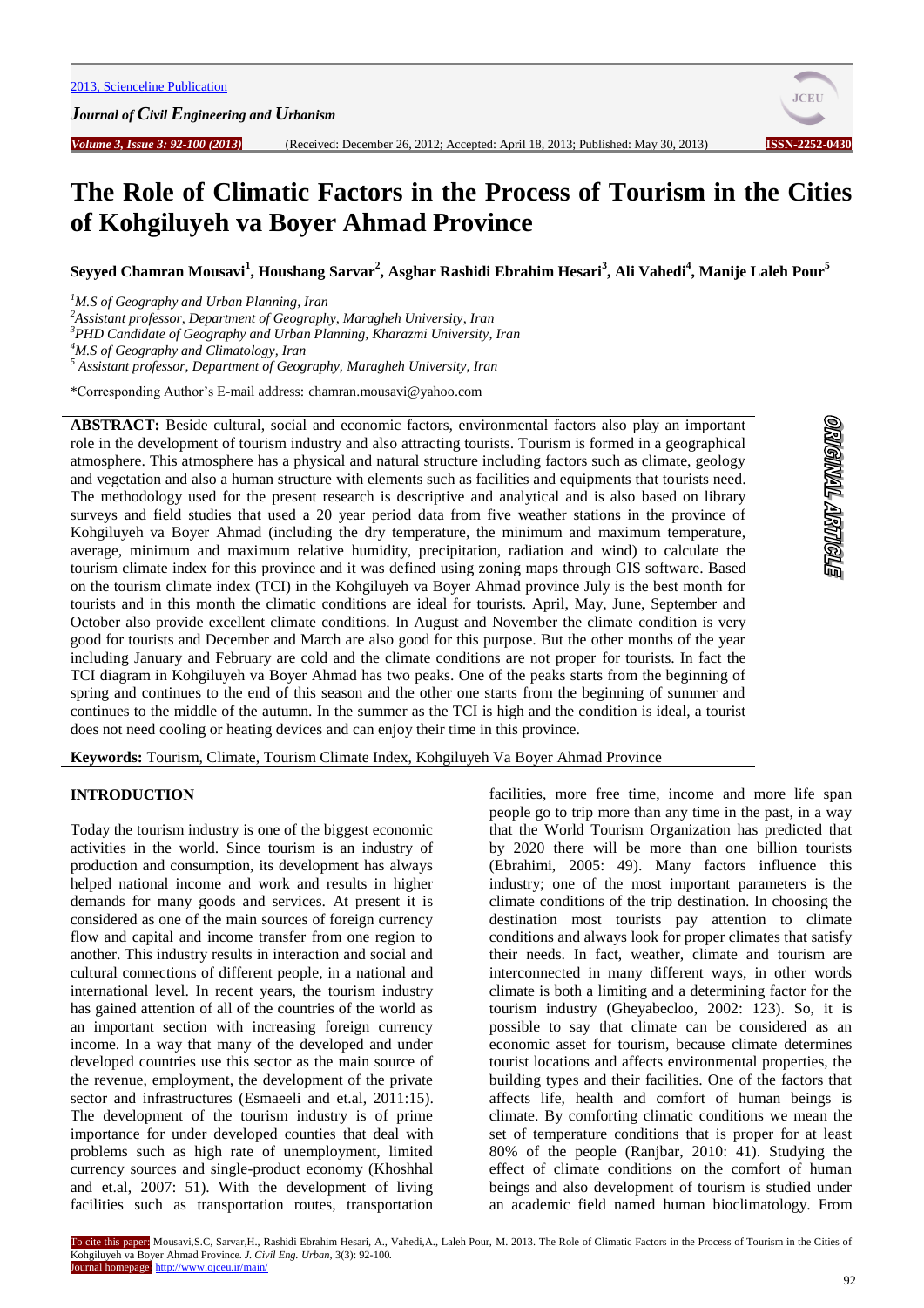# The Role of Climatic Factors in the Process of Tourism in the Cities of Kohgiluyeh va Boyer Ahmad Province

**Seyyed Chamran Mousavi[1], Houshang Sarvar[2], Asghar Rashidi Ebrahim Hesari[3], Ali Vahedi[4], Manije Laleh Pour[5]**

[1]*M.S of Geography and Urban Planning, Iran*
[2]*Assistant professor, Department of Geography, Maragheh University, Iran*
[3]*PHD Candidate of Geography and Urban Planning, Kharazmi University, Iran*
[4]*M.S of Geography and Climatology, Iran*
[5] *Assistant professor, Department of Geography, Maragheh University, Iran*

*Corresponding Author's E-mail address: chamran.mousavi@yahoo.com

**ABSTRACT:** Beside cultural, social and economic factors, environmental factors also play an important role in the development of tourism industry and also attracting tourists. Tourism is formed in a geographical atmosphere. This atmosphere has a physical and natural structure including factors such as climate, geology and vegetation and also a human structure with elements such as facilities and equipments that tourists need. The methodology used for the present research is descriptive and analytical and is also based on library surveys and field studies that used a 20 year period data from five weather stations in the province of Kohgiluyeh va Boyer Ahmad (including the dry temperature, the minimum and maximum temperature, average, minimum and maximum relative humidity, precipitation, radiation and wind) to calculate the tourism climate index for this province and it was defined using zoning maps through GIS software. Based on the tourism climate index (TCI) in the Kohgiluyeh va Boyer Ahmad province July is the best month for tourists and in this month the climatic conditions are ideal for tourists. April, May, June, September and October also provide excellent climate conditions. In August and November the climate condition is very good for tourists and December and March are also good for this purpose. But the other months of the year including January and February are cold and the climate conditions are not proper for tourists. In fact the TCI diagram in Kohgiluyeh va Boyer Ahmad has two peaks. One of the peaks starts from the beginning of spring and continues to the end of this season and the other one starts from the beginning of summer and continues to the middle of the autumn. In the summer as the TCI is high and the condition is ideal, a tourist does not need cooling or heating devices and can enjoy their time in this province.

**Keywords:** Tourism, Climate, Tourism Climate Index, Kohgiluyeh Va Boyer Ahmad Province

## INTRODUCTION

Today the tourism industry is one of the biggest economic activities in the world. Since tourism is an industry of production and consumption, its development has always helped national income and work and results in higher demands for many goods and services. At present it is considered as one of the main sources of foreign currency flow and capital and income transfer from one region to another. This industry results in interaction and social and cultural connections of different people, in a national and international level. In recent years, the tourism industry has gained attention of all of the countries of the world as an important section with increasing foreign currency income. In a way that many of the developed and under developed countries use this sector as the main source of the revenue, employment, the development of the private sector and infrastructures (Esmaeeli and et.al, 2011:15). The development of the tourism industry is of prime importance for under developed counties that deal with problems such as high rate of unemployment, limited currency sources and single-product economy (Khoshhal and et.al, 2007: 51). With the development of living facilities such as transportation routes, transportation facilities, more free time, income and more life span people go to trip more than any time in the past, in a way that the World Tourism Organization has predicted that by 2020 there will be more than one billion tourists (Ebrahimi, 2005: 49). Many factors influence this industry; one of the most important parameters is the climate conditions of the trip destination. In choosing the destination most tourists pay attention to climate conditions and always look for proper climates that satisfy their needs. In fact, weather, climate and tourism are interconnected in many different ways, in other words climate is both a limiting and a determining factor for the tourism industry (Gheyabecloo, 2002: 123). So, it is possible to say that climate can be considered as an economic asset for tourism, because climate determines tourist locations and affects environmental properties, the building types and their facilities. One of the factors that affects life, health and comfort of human beings is climate. By comforting climatic conditions we mean the set of temperature conditions that is proper for at least 80% of the people (Ranjbar, 2010: 41). Studying the effect of climate conditions on the comfort of human beings and also development of tourism is studied under an academic field named human bioclimatology. From

To cite this paper: Mousavi,S.C, Sarvar,H., Rashidi Ebrahim Hesari, A., Vahedi,A., Laleh Pour, M. 2013. The Role of Climatic Factors in the Process of Tourism in the Cities of Kohgiluyeh va Boyer Ahmad Province. *J. Civil Eng. Urban,* 3(3): 92-100.
Journal homepage: http://www.ojceu.ir/main/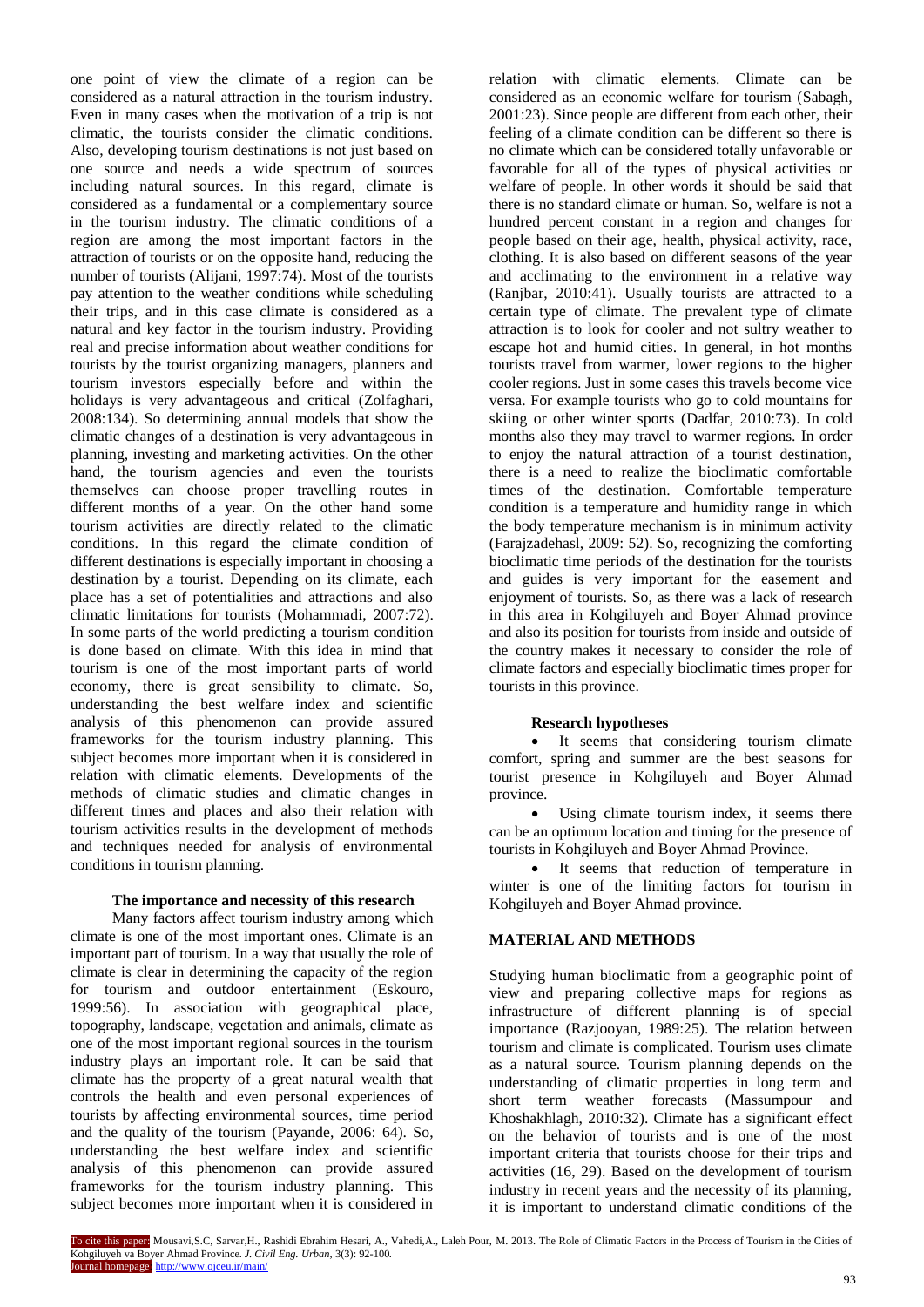one point of view the climate of a region can be considered as a natural attraction in the tourism industry. Even in many cases when the motivation of a trip is not climatic, the tourists consider the climatic conditions. Also, developing tourism destinations is not just based on one source and needs a wide spectrum of sources including natural sources. In this regard, climate is considered as a fundamental or a complementary source in the tourism industry. The climatic conditions of a region are among the most important factors in the attraction of tourists or on the opposite hand, reducing the number of tourists (Alijani, 1997:74). Most of the tourists pay attention to the weather conditions while scheduling their trips, and in this case climate is considered as a natural and key factor in the tourism industry. Providing real and precise information about weather conditions for tourists by the tourist organizing managers, planners and tourism investors especially before and within the holidays is very advantageous and critical (Zolfaghari, 2008:134). So determining annual models that show the climatic changes of a destination is very advantageous in planning, investing and marketing activities. On the other hand, the tourism agencies and even the tourists themselves can choose proper travelling routes in different months of a year. On the other hand some tourism activities are directly related to the climatic conditions. In this regard the climate condition of different destinations is especially important in choosing a destination by a tourist. Depending on its climate, each place has a set of potentialities and attractions and also climatic limitations for tourists (Mohammadi, 2007:72). In some parts of the world predicting a tourism condition is done based on climate. With this idea in mind that tourism is one of the most important parts of world economy, there is great sensibility to climate. So, understanding the best welfare index and scientific analysis of this phenomenon can provide assured frameworks for the tourism industry planning. This subject becomes more important when it is considered in relation with climatic elements. Developments of the methods of climatic studies and climatic changes in different times and places and also their relation with tourism activities results in the development of methods and techniques needed for analysis of environmental conditions in tourism planning.

### The importance and necessity of this research

Many factors affect tourism industry among which climate is one of the most important ones. Climate is an important part of tourism. In a way that usually the role of climate is clear in determining the capacity of the region for tourism and outdoor entertainment (Eskouro, 1999:56). In association with geographical place, topography, landscape, vegetation and animals, climate as one of the most important regional sources in the tourism industry plays an important role. It can be said that climate has the property of a great natural wealth that controls the health and even personal experiences of tourists by affecting environmental sources, time period and the quality of the tourism (Payande, 2006: 64). So, understanding the best welfare index and scientific analysis of this phenomenon can provide assured frameworks for the tourism industry planning. This subject becomes more important when it is considered in relation with climatic elements. Climate can be considered as an economic welfare for tourism (Sabagh, 2001:23). Since people are different from each other, their feeling of a climate condition can be different so there is no climate which can be considered totally unfavorable or favorable for all of the types of physical activities or welfare of people. In other words it should be said that there is no standard climate or human. So, welfare is not a hundred percent constant in a region and changes for people based on their age, health, physical activity, race, clothing. It is also based on different seasons of the year and acclimating to the environment in a relative way (Ranjbar, 2010:41). Usually tourists are attracted to a certain type of climate. The prevalent type of climate attraction is to look for cooler and not sultry weather to escape hot and humid cities. In general, in hot months tourists travel from warmer, lower regions to the higher cooler regions. Just in some cases this travels become vice versa. For example tourists who go to cold mountains for skiing or other winter sports (Dadfar, 2010:73). In cold months also they may travel to warmer regions. In order to enjoy the natural attraction of a tourist destination, there is a need to realize the bioclimatic comfortable times of the destination. Comfortable temperature condition is a temperature and humidity range in which the body temperature mechanism is in minimum activity (Farajzadehasl, 2009: 52). So, recognizing the comforting bioclimatic time periods of the destination for the tourists and guides is very important for the easement and enjoyment of tourists. So, as there was a lack of research in this area in Kohgiluyeh and Boyer Ahmad province and also its position for tourists from inside and outside of the country makes it necessary to consider the role of climate factors and especially bioclimatic times proper for tourists in this province.

### Research hypotheses

- It seems that considering tourism climate comfort, spring and summer are the best seasons for tourist presence in Kohgiluyeh and Boyer Ahmad province.
- Using climate tourism index, it seems there can be an optimum location and timing for the presence of tourists in Kohgiluyeh and Boyer Ahmad Province.
- It seems that reduction of temperature in winter is one of the limiting factors for tourism in Kohgiluyeh and Boyer Ahmad province.

## MATERIAL AND METHODS

Studying human bioclimatic from a geographic point of view and preparing collective maps for regions as infrastructure of different planning is of special importance (Razjooyan, 1989:25). The relation between tourism and climate is complicated. Tourism uses climate as a natural source. Tourism planning depends on the understanding of climatic properties in long term and short term weather forecasts (Massumpour and Khoshakhlagh, 2010:32). Climate has a significant effect on the behavior of tourists and is one of the most important criteria that tourists choose for their trips and activities (16, 29). Based on the development of tourism industry in recent years and the necessity of its planning, it is important to understand climatic conditions of the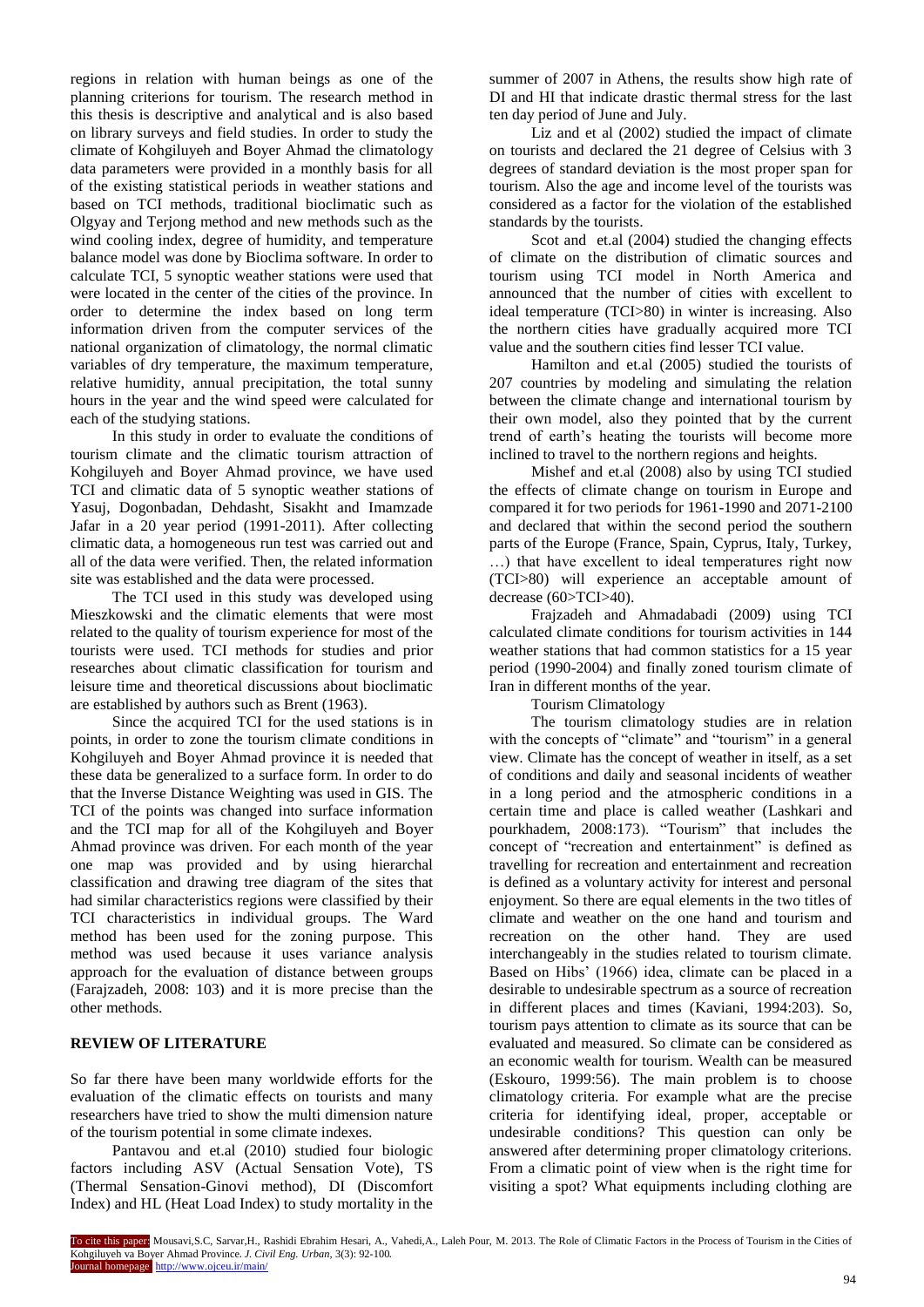regions in relation with human beings as one of the planning criterions for tourism. The research method in this thesis is descriptive and analytical and is also based on library surveys and field studies. In order to study the climate of Kohgiluyeh and Boyer Ahmad the climatology data parameters were provided in a monthly basis for all of the existing statistical periods in weather stations and based on TCI methods, traditional bioclimatic such as Olgyay and Terjong method and new methods such as the wind cooling index, degree of humidity, and temperature balance model was done by Bioclima software. In order to calculate TCI, 5 synoptic weather stations were used that were located in the center of the cities of the province. In order to determine the index based on long term information driven from the computer services of the national organization of climatology, the normal climatic variables of dry temperature, the maximum temperature, relative humidity, annual precipitation, the total sunny hours in the year and the wind speed were calculated for each of the studying stations.

In this study in order to evaluate the conditions of tourism climate and the climatic tourism attraction of Kohgiluyeh and Boyer Ahmad province, we have used TCI and climatic data of 5 synoptic weather stations of Yasuj, Dogonbadan, Dehdasht, Sisakht and Imamzade Jafar in a 20 year period (1991-2011). After collecting climatic data, a homogeneous run test was carried out and all of the data were verified. Then, the related information site was established and the data were processed.

The TCI used in this study was developed using Mieszkowski and the climatic elements that were most related to the quality of tourism experience for most of the tourists were used. TCI methods for studies and prior researches about climatic classification for tourism and leisure time and theoretical discussions about bioclimatic are established by authors such as Brent (1963).

Since the acquired TCI for the used stations is in points, in order to zone the tourism climate conditions in Kohgiluyeh and Boyer Ahmad province it is needed that these data be generalized to a surface form. In order to do that the Inverse Distance Weighting was used in GIS. The TCI of the points was changed into surface information and the TCI map for all of the Kohgiluyeh and Boyer Ahmad province was driven. For each month of the year one map was provided and by using hierarchal classification and drawing tree diagram of the sites that had similar characteristics regions were classified by their TCI characteristics in individual groups. The Ward method has been used for the zoning purpose. This method was used because it uses variance analysis approach for the evaluation of distance between groups (Farajzadeh, 2008: 103) and it is more precise than the other methods.

## REVIEW OF LITERATURE

So far there have been many worldwide efforts for the evaluation of the climatic effects on tourists and many researchers have tried to show the multi dimension nature of the tourism potential in some climate indexes.

Pantavou and et.al (2010) studied four biologic factors including ASV (Actual Sensation Vote), TS (Thermal Sensation-Ginovi method), DI (Discomfort Index) and HL (Heat Load Index) to study mortality in the summer of 2007 in Athens, the results show high rate of DI and HI that indicate drastic thermal stress for the last ten day period of June and July.

Liz and et al (2002) studied the impact of climate on tourists and declared the 21 degree of Celsius with 3 degrees of standard deviation is the most proper span for tourism. Also the age and income level of the tourists was considered as a factor for the violation of the established standards by the tourists.

Scot and et.al (2004) studied the changing effects of climate on the distribution of climatic sources and tourism using TCI model in North America and announced that the number of cities with excellent to ideal temperature (TCI>80) in winter is increasing. Also the northern cities have gradually acquired more TCI value and the southern cities find lesser TCI value.

Hamilton and et.al (2005) studied the tourists of 207 countries by modeling and simulating the relation between the climate change and international tourism by their own model, also they pointed that by the current trend of earth's heating the tourists will become more inclined to travel to the northern regions and heights.

Mishef and et.al (2008) also by using TCI studied the effects of climate change on tourism in Europe and compared it for two periods for 1961-1990 and 2071-2100 and declared that within the second period the southern parts of the Europe (France, Spain, Cyprus, Italy, Turkey, …) that have excellent to ideal temperatures right now (TCI>80) will experience an acceptable amount of decrease (60>TCI>40).

Frajzadeh and Ahmadabadi (2009) using TCI calculated climate conditions for tourism activities in 144 weather stations that had common statistics for a 15 year period (1990-2004) and finally zoned tourism climate of Iran in different months of the year.

Tourism Climatology

The tourism climatology studies are in relation with the concepts of "climate" and "tourism" in a general view. Climate has the concept of weather in itself, as a set of conditions and daily and seasonal incidents of weather in a long period and the atmospheric conditions in a certain time and place is called weather (Lashkari and pourkhadem, 2008:173). "Tourism" that includes the concept of "recreation and entertainment" is defined as travelling for recreation and entertainment and recreation is defined as a voluntary activity for interest and personal enjoyment. So there are equal elements in the two titles of climate and weather on the one hand and tourism and recreation on the other hand. They are used interchangeably in the studies related to tourism climate. Based on Hibs' (1966) idea, climate can be placed in a desirable to undesirable spectrum as a source of recreation in different places and times (Kaviani, 1994:203). So, tourism pays attention to climate as its source that can be evaluated and measured. So climate can be considered as an economic wealth for tourism. Wealth can be measured (Eskouro, 1999:56). The main problem is to choose climatology criteria. For example what are the precise criteria for identifying ideal, proper, acceptable or undesirable conditions? This question can only be answered after determining proper climatology criterions. From a climatic point of view when is the right time for visiting a spot? What equipments including clothing are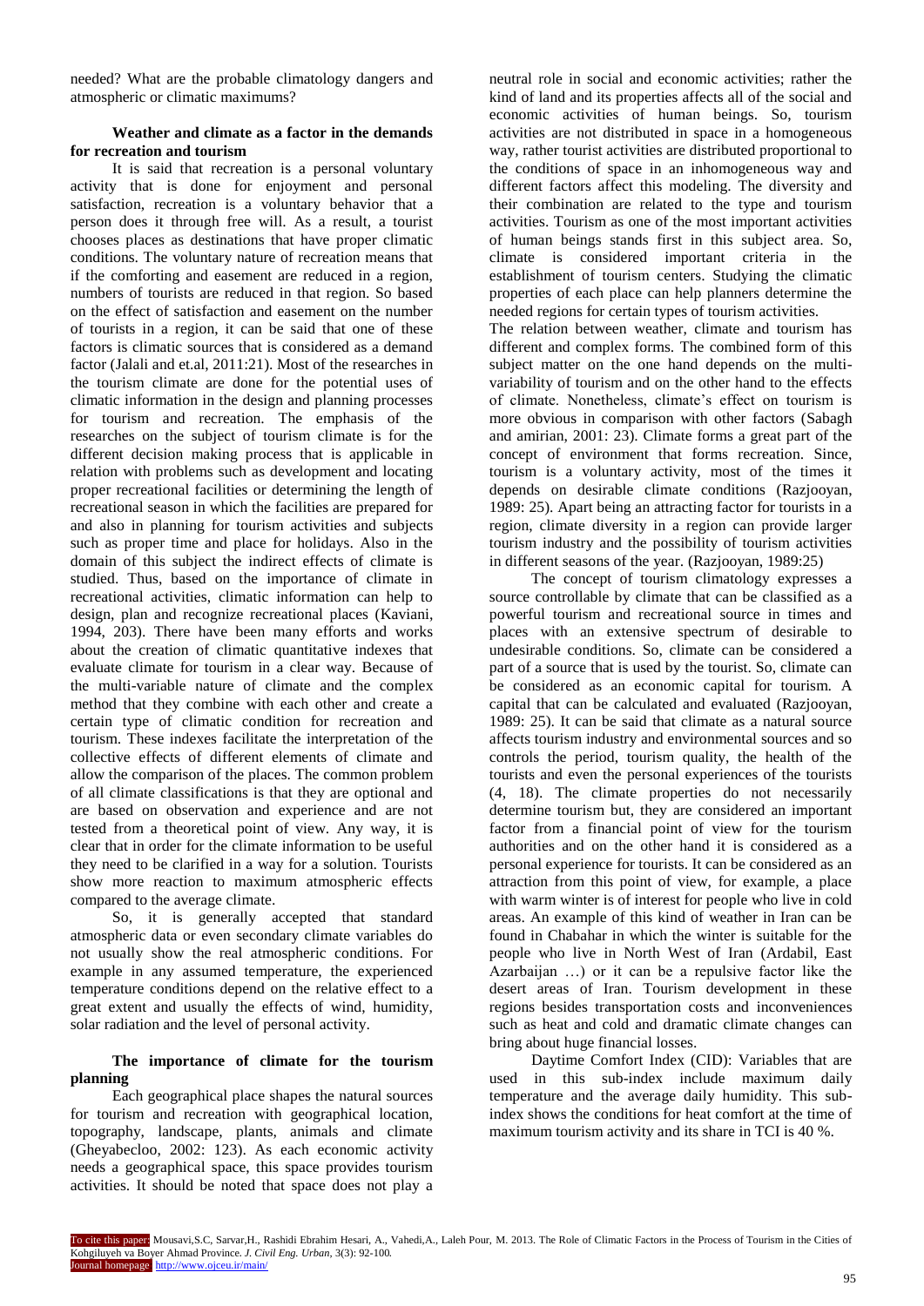needed? What are the probable climatology dangers and atmospheric or climatic maximums?

### Weather and climate as a factor in the demands for recreation and tourism

It is said that recreation is a personal voluntary activity that is done for enjoyment and personal satisfaction, recreation is a voluntary behavior that a person does it through free will. As a result, a tourist chooses places as destinations that have proper climatic conditions. The voluntary nature of recreation means that if the comforting and easement are reduced in a region, numbers of tourists are reduced in that region. So based on the effect of satisfaction and easement on the number of tourists in a region, it can be said that one of these factors is climatic sources that is considered as a demand factor (Jalali and et.al, 2011:21). Most of the researches in the tourism climate are done for the potential uses of climatic information in the design and planning processes for tourism and recreation. The emphasis of the researches on the subject of tourism climate is for the different decision making process that is applicable in relation with problems such as development and locating proper recreational facilities or determining the length of recreational season in which the facilities are prepared for and also in planning for tourism activities and subjects such as proper time and place for holidays. Also in the domain of this subject the indirect effects of climate is studied. Thus, based on the importance of climate in recreational activities, climatic information can help to design, plan and recognize recreational places (Kaviani, 1994, 203). There have been many efforts and works about the creation of climatic quantitative indexes that evaluate climate for tourism in a clear way. Because of the multi-variable nature of climate and the complex method that they combine with each other and create a certain type of climatic condition for recreation and tourism. These indexes facilitate the interpretation of the collective effects of different elements of climate and allow the comparison of the places. The common problem of all climate classifications is that they are optional and are based on observation and experience and are not tested from a theoretical point of view. Any way, it is clear that in order for the climate information to be useful they need to be clarified in a way for a solution. Tourists show more reaction to maximum atmospheric effects compared to the average climate.

So, it is generally accepted that standard atmospheric data or even secondary climate variables do not usually show the real atmospheric conditions. For example in any assumed temperature, the experienced temperature conditions depend on the relative effect to a great extent and usually the effects of wind, humidity, solar radiation and the level of personal activity.

### The importance of climate for the tourism planning

Each geographical place shapes the natural sources for tourism and recreation with geographical location, topography, landscape, plants, animals and climate (Gheyabecloo, 2002: 123). As each economic activity needs a geographical space, this space provides tourism activities. It should be noted that space does not play a neutral role in social and economic activities; rather the kind of land and its properties affects all of the social and economic activities of human beings. So, tourism activities are not distributed in space in a homogeneous way, rather tourist activities are distributed proportional to the conditions of space in an inhomogeneous way and different factors affect this modeling. The diversity and their combination are related to the type and tourism activities. Tourism as one of the most important activities of human beings stands first in this subject area. So, climate is considered important criteria in the establishment of tourism centers. Studying the climatic properties of each place can help planners determine the needed regions for certain types of tourism activities.

The relation between weather, climate and tourism has different and complex forms. The combined form of this subject matter on the one hand depends on the multi-variability of tourism and on the other hand to the effects of climate. Nonetheless, climate's effect on tourism is more obvious in comparison with other factors (Sabagh and amirian, 2001: 23). Climate forms a great part of the concept of environment that forms recreation. Since, tourism is a voluntary activity, most of the times it depends on desirable climate conditions (Razjooyan, 1989: 25). Apart being an attracting factor for tourists in a region, climate diversity in a region can provide larger tourism industry and the possibility of tourism activities in different seasons of the year. (Razjooyan, 1989:25)

The concept of tourism climatology expresses a source controllable by climate that can be classified as a powerful tourism and recreational source in times and places with an extensive spectrum of desirable to undesirable conditions. So, climate can be considered a part of a source that is used by the tourist. So, climate can be considered as an economic capital for tourism. A capital that can be calculated and evaluated (Razjooyan, 1989: 25). It can be said that climate as a natural source affects tourism industry and environmental sources and so controls the period, tourism quality, the health of the tourists and even the personal experiences of the tourists (4, 18). The climate properties do not necessarily determine tourism but, they are considered an important factor from a financial point of view for the tourism authorities and on the other hand it is considered as a personal experience for tourists. It can be considered as an attraction from this point of view, for example, a place with warm winter is of interest for people who live in cold areas. An example of this kind of weather in Iran can be found in Chabahar in which the winter is suitable for the people who live in North West of Iran (Ardabil, East Azarbaijan …) or it can be a repulsive factor like the desert areas of Iran. Tourism development in these regions besides transportation costs and inconveniences such as heat and cold and dramatic climate changes can bring about huge financial losses.

Daytime Comfort Index (CID): Variables that are used in this sub-index include maximum daily temperature and the average daily humidity. This sub-index shows the conditions for heat comfort at the time of maximum tourism activity and its share in TCI is 40 %.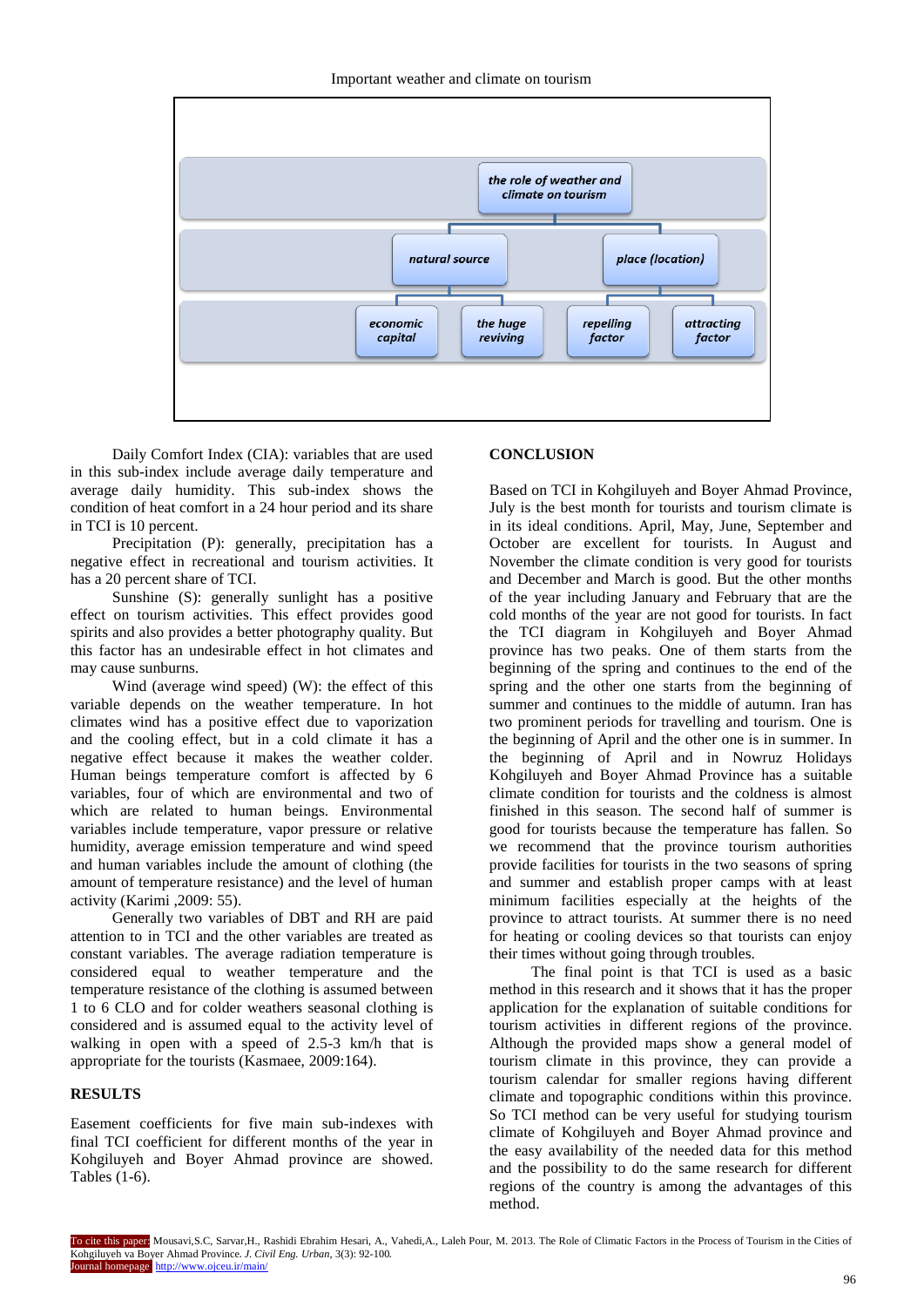Important weather and climate on tourism

- the role of weather and climate on tourism
  - natural source
    - economic capital
    - the huge reviving
  - place (location)
    - repelling factor
    - attracting factor

Daily Comfort Index (CIA): variables that are used in this sub-index include average daily temperature and average daily humidity. This sub-index shows the condition of heat comfort in a 24 hour period and its share in TCI is 10 percent.

Precipitation (P): generally, precipitation has a negative effect in recreational and tourism activities. It has a 20 percent share of TCI.

Sunshine (S): generally sunlight has a positive effect on tourism activities. This effect provides good spirits and also provides a better photography quality. But this factor has an undesirable effect in hot climates and may cause sunburns.

Wind (average wind speed) (W): the effect of this variable depends on the weather temperature. In hot climates wind has a positive effect due to vaporization and the cooling effect, but in a cold climate it has a negative effect because it makes the weather colder. Human beings temperature comfort is affected by 6 variables, four of which are environmental and two of which are related to human beings. Environmental variables include temperature, vapor pressure or relative humidity, average emission temperature and wind speed and human variables include the amount of clothing (the amount of temperature resistance) and the level of human activity (Karimi ,2009: 55).

Generally two variables of DBT and RH are paid attention to in TCI and the other variables are treated as constant variables. The average radiation temperature is considered equal to weather temperature and the temperature resistance of the clothing is assumed between 1 to 6 CLO and for colder weathers seasonal clothing is considered and is assumed equal to the activity level of walking in open with a speed of 2.5-3 km/h that is appropriate for the tourists (Kasmaee, 2009:164).

## RESULTS

Easement coefficients for five main sub-indexes with final TCI coefficient for different months of the year in Kohgiluyeh and Boyer Ahmad province are showed. Tables (1-6).

## CONCLUSION

Based on TCI in Kohgiluyeh and Boyer Ahmad Province, July is the best month for tourists and tourism climate is in its ideal conditions. April, May, June, September and October are excellent for tourists. In August and November the climate condition is very good for tourists and December and March is good. But the other months of the year including January and February that are the cold months of the year are not good for tourists. In fact the TCI diagram in Kohgiluyeh and Boyer Ahmad province has two peaks. One of them starts from the beginning of the spring and continues to the end of the spring and the other one starts from the beginning of summer and continues to the middle of autumn. Iran has two prominent periods for travelling and tourism. One is the beginning of April and the other one is in summer. In the beginning of April and in Nowruz Holidays Kohgiluyeh and Boyer Ahmad Province has a suitable climate condition for tourists and the coldness is almost finished in this season. The second half of summer is good for tourists because the temperature has fallen. So we recommend that the province tourism authorities provide facilities for tourists in the two seasons of spring and summer and establish proper camps with at least minimum facilities especially at the heights of the province to attract tourists. At summer there is no need for heating or cooling devices so that tourists can enjoy their times without going through troubles.

The final point is that TCI is used as a basic method in this research and it shows that it has the proper application for the explanation of suitable conditions for tourism activities in different regions of the province. Although the provided maps show a general model of tourism climate in this province, they can provide a tourism calendar for smaller regions having different climate and topographic conditions within this province. So TCI method can be very useful for studying tourism climate of Kohgiluyeh and Boyer Ahmad province and the easy availability of the needed data for this method and the possibility to do the same research for different regions of the country is among the advantages of this method.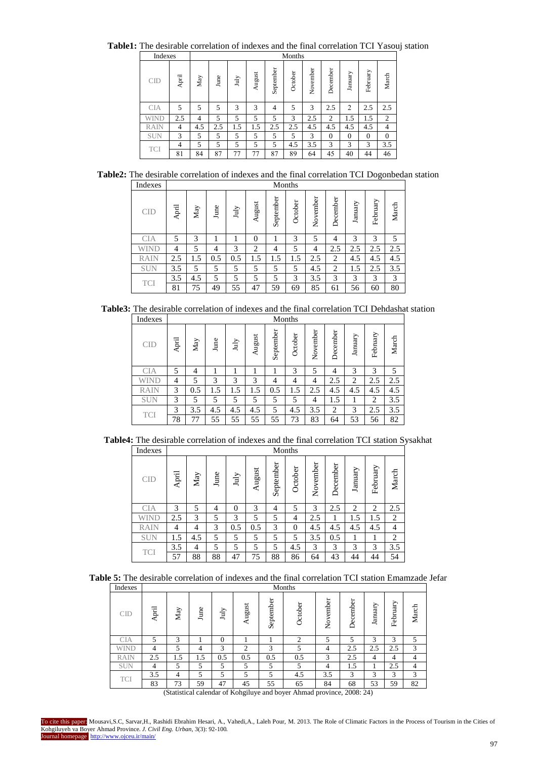**Table1:** The desirable correlation of indexes and the final correlation TCI Yasouj station

| Indexes | Months | | | | | | | | | | | |
|---|---|---|---|---|---|---|---|---|---|---|---|---|
| CID | April | May | June | July | August | September | October | November | December | January | February | March |
| CIA | 5 | 5 | 5 | 3 | 3 | 4 | 5 | 3 | 2.5 | 2 | 2.5 | 2.5 |
| WIND | 2.5 | 4 | 5 | 5 | 5 | 5 | 3 | 2.5 | 2 | 1.5 | 1.5 | 2 |
| RAIN | 4 | 4.5 | 2.5 | 1.5 | 1.5 | 2.5 | 2.5 | 4.5 | 4.5 | 4.5 | 4.5 | 4 |
| SUN | 3 | 5 | 5 | 5 | 5 | 5 | 5 | 3 | 0 | 0 | 0 | 0 |
| TCI | 4 | 5 | 5 | 5 | 5 | 5 | 4.5 | 3.5 | 3 | 3 | 3 | 3.5 |
| | 81 | 84 | 87 | 77 | 77 | 87 | 89 | 64 | 45 | 40 | 44 | 46 |

**Table2:** The desirable correlation of indexes and the final correlation TCI Dogonbedan station

| Indexes | Months | | | | | | | | | | | |
|---|---|---|---|---|---|---|---|---|---|---|---|---|
| CID | April | May | June | July | August | September | October | November | December | January | February | March |
| CIA | 5 | 3 | 1 | 1 | 0 | 1 | 3 | 5 | 4 | 3 | 3 | 5 |
| WIND | 4 | 5 | 4 | 3 | 2 | 4 | 5 | 4 | 2.5 | 2.5 | 2.5 | 2.5 |
| RAIN | 2.5 | 1.5 | 0.5 | 0.5 | 1.5 | 1.5 | 1.5 | 2.5 | 2 | 4.5 | 4.5 | 4.5 |
| SUN | 3.5 | 5 | 5 | 5 | 5 | 5 | 5 | 4.5 | 2 | 1.5 | 2.5 | 3.5 |
| TCI | 3.5 | 4.5 | 5 | 5 | 5 | 5 | 3 | 3.5 | 3 | 3 | 3 | 3 |
| | 81 | 75 | 49 | 55 | 47 | 59 | 69 | 85 | 61 | 56 | 60 | 80 |

**Table3:** The desirable correlation of indexes and the final correlation TCI Dehdashat station

| Indexes | Months | | | | | | | | | | | |
|---|---|---|---|---|---|---|---|---|---|---|---|---|
| CID | April | May | June | July | August | September | October | November | December | January | February | March |
| CIA | 5 | 4 | 1 | 1 | 1 | 1 | 3 | 5 | 4 | 3 | 3 | 5 |
| WIND | 4 | 5 | 3 | 3 | 3 | 4 | 4 | 4 | 2.5 | 2 | 2.5 | 2.5 |
| RAIN | 3 | 0.5 | 1.5 | 1.5 | 1.5 | 0.5 | 1.5 | 2.5 | 4.5 | 4.5 | 4.5 | 4.5 |
| SUN | 3 | 5 | 5 | 5 | 5 | 5 | 5 | 4 | 1.5 | 1 | 2 | 3.5 |
| TCI | 3 | 3.5 | 4.5 | 4.5 | 4.5 | 5 | 4.5 | 3.5 | 2 | 3 | 2.5 | 3.5 |
| | 78 | 77 | 55 | 55 | 55 | 55 | 73 | 83 | 64 | 53 | 56 | 82 |

**Table4:** The desirable correlation of indexes and the final correlation TCI station Sysakhat

| Indexes | Months | | | | | | | | | | | |
|---|---|---|---|---|---|---|---|---|---|---|---|---|
| CID | April | May | June | July | August | September | October | November | December | January | February | March |
| CIA | 3 | 5 | 4 | 0 | 3 | 4 | 5 | 3 | 2.5 | 2 | 2 | 2.5 |
| WIND | 2.5 | 3 | 5 | 3 | 5 | 5 | 4 | 2.5 | 1 | 1.5 | 1.5 | 2 |
| RAIN | 4 | 4 | 3 | 0.5 | 0.5 | 3 | 0 | 4.5 | 4.5 | 4.5 | 4.5 | 4 |
| SUN | 1.5 | 4.5 | 5 | 5 | 5 | 5 | 5 | 3.5 | 0.5 | 1 | 1 | 2 |
| TCI | 3.5 | 4 | 5 | 5 | 5 | 5 | 4.5 | 3 | 3 | 3 | 3 | 3.5 |
| | 57 | 88 | 88 | 47 | 75 | 88 | 86 | 64 | 43 | 44 | 44 | 54 |

**Table 5:** The desirable correlation of indexes and the final correlation TCI station Emamzade Jefar

| Indexes | Months | | | | | | | | | | | |
|---|---|---|---|---|---|---|---|---|---|---|---|---|
| CID | April | May | June | July | August | September | October | November | December | January | February | March |
| CIA | 5 | 3 | 1 | 0 | 1 | 1 | 2 | 5 | 5 | 3 | 3 | 5 |
| WIND | 4 | 5 | 4 | 3 | 2 | 3 | 5 | 4 | 2.5 | 2.5 | 2.5 | 3 |
| RAIN | 2.5 | 1.5 | 1.5 | 0.5 | 0.5 | 0.5 | 0.5 | 3 | 2.5 | 4 | 4 | 4 |
| SUN | 4 | 5 | 5 | 5 | 5 | 5 | 5 | 4 | 1.5 | 1 | 2.5 | 4 |
| TCI | 3.5 | 4 | 5 | 5 | 5 | 5 | 4.5 | 3.5 | 3 | 3 | 3 | 3 |
| | 83 | 73 | 59 | 47 | 45 | 55 | 65 | 84 | 68 | 53 | 59 | 82 |

(Statistical calendar of Kohgiluye and boyer Ahmad province, 2008: 24)

To cite this paper: Mousavi,S.C, Sarvar,H., Rashidi Ebrahim Hesari, A., Vahedi,A., Laleh Pour, M. 2013. The Role of Climatic Factors in the Process of Tourism in the Cities of Kohgiluyeh va Boyer Ahmad Province. *J. Civil Eng. Urban*, 3(3): 92-100.
Journal homepage: http://www.ojceu.ir/main/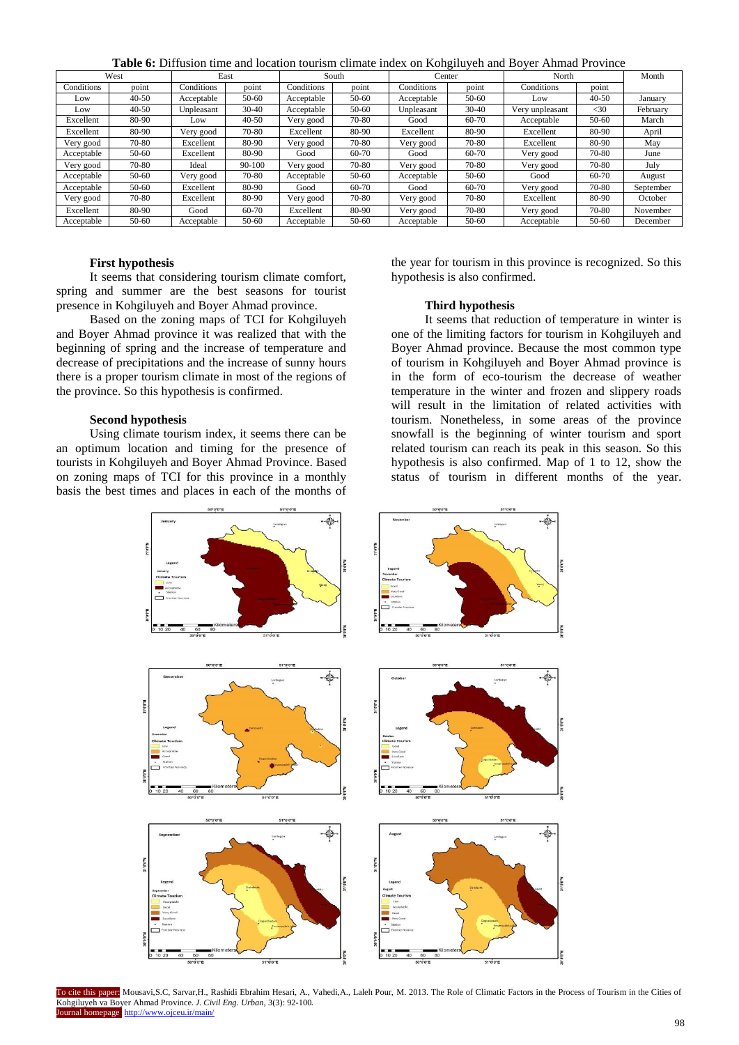**Table 6:** Diffusion time and location tourism climate index on Kohgiluyeh and Boyer Ahmad Province

| West | | East | | South | | Center | | North | | Month |
|---|---|---|---|---|---|---|---|---|---|---|
| Conditions | point | Conditions | point | Conditions | point | Conditions | point | Conditions | point | |
| Low | 40-50 | Acceptable | 50-60 | Acceptable | 50-60 | Acceptable | 50-60 | Low | 40-50 | January |
| Low | 40-50 | Unpleasant | 30-40 | Acceptable | 50-60 | Unpleasant | 30-40 | Very unpleasant | <30 | February |
| Excellent | 80-90 | Low | 40-50 | Very good | 70-80 | Good | 60-70 | Acceptable | 50-60 | March |
| Excellent | 80-90 | Very good | 70-80 | Excellent | 80-90 | Excellent | 80-90 | Excellent | 80-90 | April |
| Very good | 70-80 | Excellent | 80-90 | Very good | 70-80 | Very good | 70-80 | Excellent | 80-90 | May |
| Acceptable | 50-60 | Excellent | 80-90 | Good | 60-70 | Good | 60-70 | Very good | 70-80 | June |
| Very good | 70-80 | Ideal | 90-100 | Very good | 70-80 | Very good | 70-80 | Very good | 70-80 | July |
| Acceptable | 50-60 | Very good | 70-80 | Acceptable | 50-60 | Acceptable | 50-60 | Good | 60-70 | August |
| Acceptable | 50-60 | Excellent | 80-90 | Good | 60-70 | Good | 60-70 | Very good | 70-80 | September |
| Very good | 70-80 | Excellent | 80-90 | Very good | 70-80 | Very good | 70-80 | Excellent | 80-90 | October |
| Excellent | 80-90 | Good | 60-70 | Excellent | 80-90 | Very good | 70-80 | Very good | 70-80 | November |
| Acceptable | 50-60 | Acceptable | 50-60 | Acceptable | 50-60 | Acceptable | 50-60 | Acceptable | 50-60 | December |

### First hypothesis

It seems that considering tourism climate comfort, spring and summer are the best seasons for tourist presence in Kohgiluyeh and Boyer Ahmad province.

Based on the zoning maps of TCI for Kohgiluyeh and Boyer Ahmad province it was realized that with the beginning of spring and the increase of temperature and decrease of precipitations and the increase of sunny hours there is a proper tourism climate in most of the regions of the province. So this hypothesis is confirmed.

### Second hypothesis

Using climate tourism index, it seems there can be an optimum location and timing for the presence of tourists in Kohgiluyeh and Boyer Ahmad Province. Based on zoning maps of TCI for this province in a monthly basis the best times and places in each of the months of the year for tourism in this province is recognized. So this hypothesis is also confirmed.

### Third hypothesis

It seems that reduction of temperature in winter is one of the limiting factors for tourism in Kohgiluyeh and Boyer Ahmad province. Because the most common type of tourism in Kohgiluyeh and Boyer Ahmad province is in the form of eco-tourism the decrease of weather temperature in the winter and frozen and slippery roads will result in the limitation of related activities with tourism. Nonetheless, in some areas of the province snowfall is the beginning of winter tourism and sport related tourism can reach its peak in this season. So this hypothesis is also confirmed. Map of 1 to 12, show the status of tourism in different months of the year.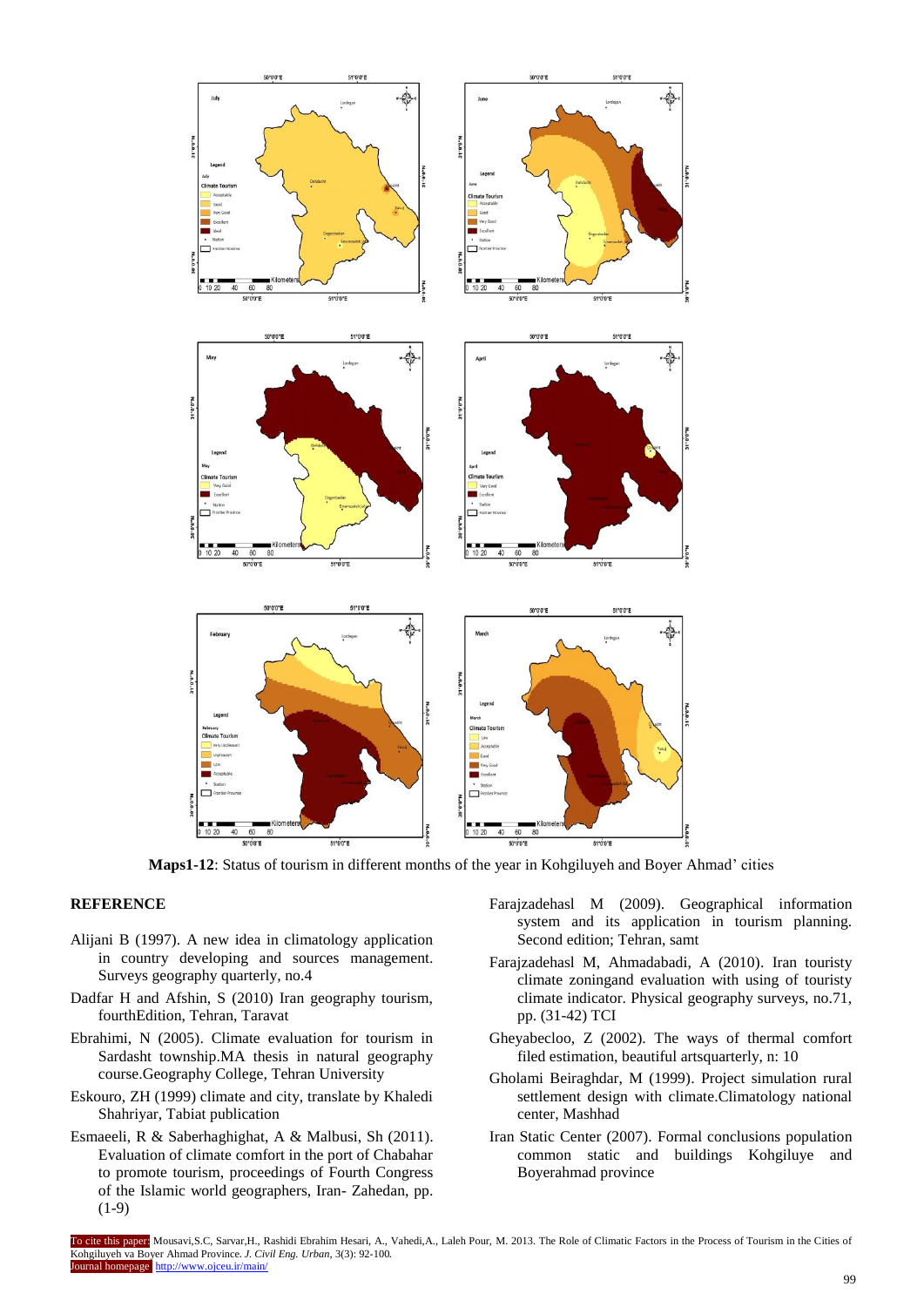**Maps1-12**: Status of tourism in different months of the year in Kohgiluyeh and Boyer Ahmad' cities

## REFERENCE

Alijani B (1997). A new idea in climatology application in country developing and sources management. Surveys geography quarterly, no.4

Dadfar H and Afshin, S (2010) Iran geography tourism, fourthEdition, Tehran, Taravat

Ebrahimi, N (2005). Climate evaluation for tourism in Sardasht township.MA thesis in natural geography course.Geography College, Tehran University

Eskouro, ZH (1999) climate and city, translate by Khaledi Shahriyar, Tabiat publication

Esmaeeli, R & Saberhaghighat, A & Malbusi, Sh (2011). Evaluation of climate comfort in the port of Chabahar to promote tourism, proceedings of Fourth Congress of the Islamic world geographers, Iran- Zahedan, pp. (1-9)

Farajzadehasl M (2009). Geographical information system and its application in tourism planning. Second edition; Tehran, samt

Farajzadehasl M, Ahmadabadi, A (2010). Iran touristy climate zoningand evaluation with using of touristy climate indicator. Physical geography surveys, no.71, pp. (31-42) TCI

Gheyabecloo, Z (2002). The ways of thermal comfort filed estimation, beautiful artsquarterly, n: 10

Gholami Beiraghdar, M (1999). Project simulation rural settlement design with climate.Climatology national center, Mashhad

Iran Static Center (2007). Formal conclusions population common static and buildings Kohgiluye and Boyerahmad province

To cite this paper: Mousavi,S.C, Sarvar,H., Rashidi Ebrahim Hesari, A., Vahedi,A., Laleh Pour, M. 2013. The Role of Climatic Factors in the Process of Tourism in the Cities of Kohgiluyeh va Boyer Ahmad Province. *J. Civil Eng. Urban*, 3(3): 92-100.
Journal homepage: http://www.ojceu.ir/main/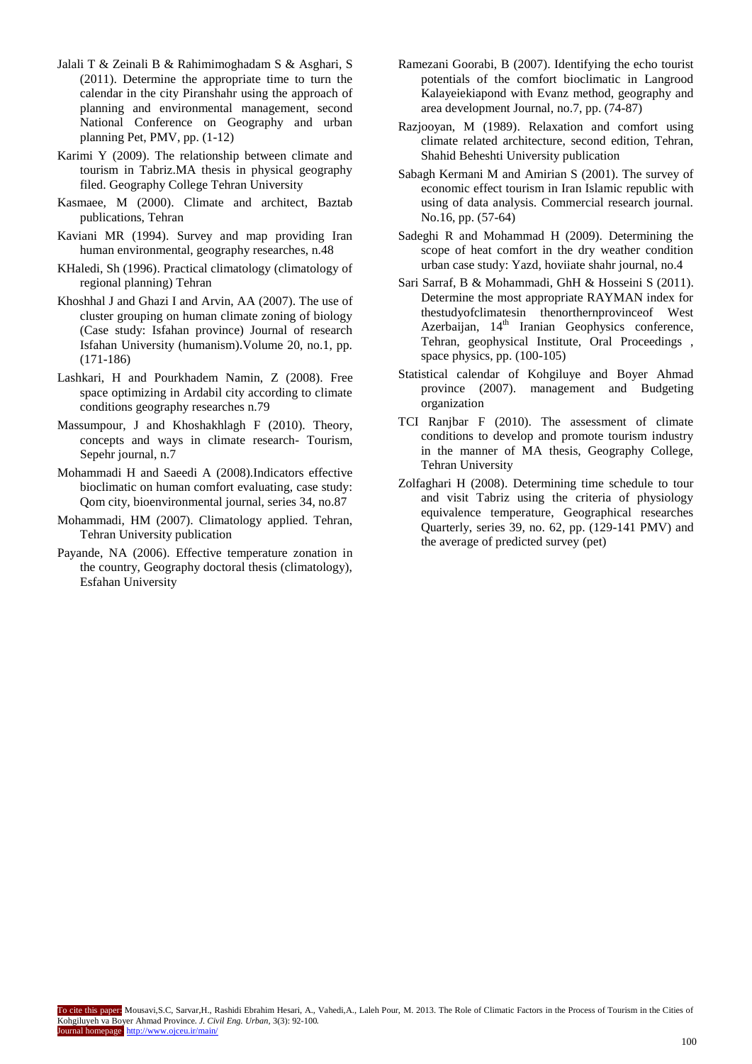Jalali T & Zeinali B & Rahimimoghadam S & Asghari, S (2011). Determine the appropriate time to turn the calendar in the city Piranshahr using the approach of planning and environmental management, second National Conference on Geography and urban planning Pet, PMV, pp. (1-12)

Karimi Y (2009). The relationship between climate and tourism in Tabriz.MA thesis in physical geography filed. Geography College Tehran University

Kasmaee, M (2000). Climate and architect, Baztab publications, Tehran

Kaviani MR (1994). Survey and map providing Iran human environmental, geography researches, n.48

KHaledi, Sh (1996). Practical climatology (climatology of regional planning) Tehran

Khoshhal J and Ghazi I and Arvin, AA (2007). The use of cluster grouping on human climate zoning of biology (Case study: Isfahan province) Journal of research Isfahan University (humanism).Volume 20, no.1, pp. (171-186)

Lashkari, H and Pourkhadem Namin, Z (2008). Free space optimizing in Ardabil city according to climate conditions geography researches n.79

Massumpour, J and Khoshakhlagh F (2010). Theory, concepts and ways in climate research- Tourism, Sepehr journal, n.7

Mohammadi H and Saeedi A (2008).Indicators effective bioclimatic on human comfort evaluating, case study: Qom city, bioenvironmental journal, series 34, no.87

Mohammadi, HM (2007). Climatology applied. Tehran, Tehran University publication

Payande, NA (2006). Effective temperature zonation in the country, Geography doctoral thesis (climatology), Esfahan University

Ramezani Goorabi, B (2007). Identifying the echo tourist potentials of the comfort bioclimatic in Langrood Kalayeiekiapond with Evanz method, geography and area development Journal, no.7, pp. (74-87)

Razjooyan, M (1989). Relaxation and comfort using climate related architecture, second edition, Tehran, Shahid Beheshti University publication

Sabagh Kermani M and Amirian S (2001). The survey of economic effect tourism in Iran Islamic republic with using of data analysis. Commercial research journal. No.16, pp. (57-64)

Sadeghi R and Mohammad H (2009). Determining the scope of heat comfort in the dry weather condition urban case study: Yazd, hoviiate shahr journal, no.4

Sari Sarraf, B & Mohammadi, GhH & Hosseini S (2011). Determine the most appropriate RAYMAN index for thestudyofclimatesin thenorthernprovinceof West Azerbaijan, 14th Iranian Geophysics conference, Tehran, geophysical Institute, Oral Proceedings , space physics, pp. (100-105)

Statistical calendar of Kohgiluye and Boyer Ahmad province (2007). management and Budgeting organization

TCI Ranjbar F (2010). The assessment of climate conditions to develop and promote tourism industry in the manner of MA thesis, Geography College, Tehran University

Zolfaghari H (2008). Determining time schedule to tour and visit Tabriz using the criteria of physiology equivalence temperature, Geographical researches Quarterly, series 39, no. 62, pp. (129-141 PMV) and the average of predicted survey (pet)